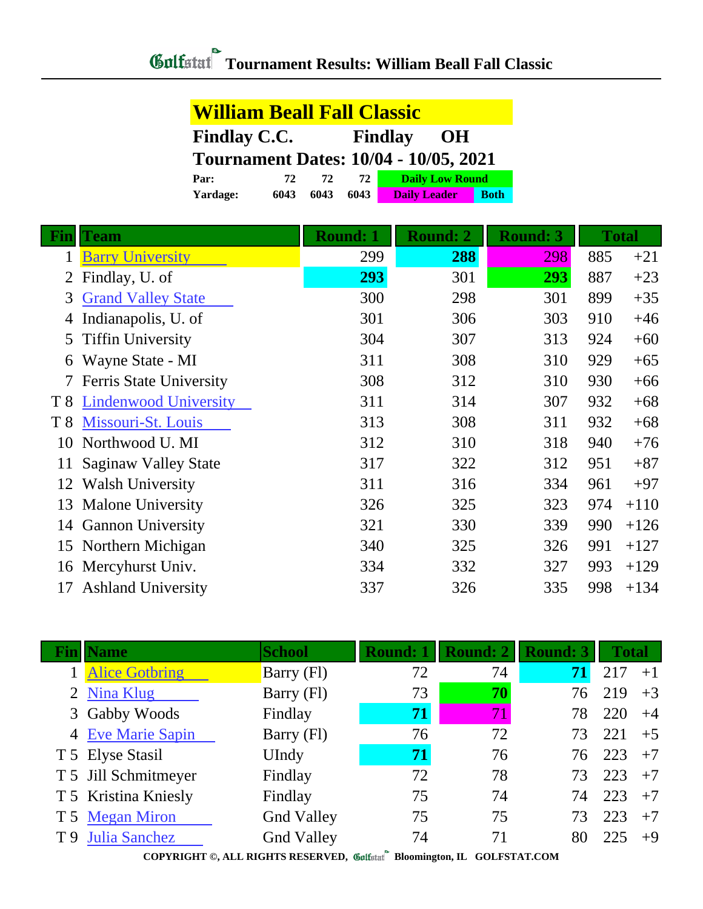# Golfstat Tournament Results: William Beall Fall Classic

## William Beall Fall Classic

**Findlay C.C. Findlay OH**

**Tournament Dates: 10/04 - 10/05, 2021**

| | | | | |
|---|---|---|---|---|
| **Par:** | 72 | 72 | 72 | Daily Low Round |
| **Yardage:** | 6043 | 6043 | 6043 | Daily Leader / Both |

| Fin | Team | Round: 1 | Round: 2 | Round: 3 | Total | |
|---|---|---|---|---|---|---|
| 1 | Barry University | 299 | **288** | 298 | 885 | +21 |
| 2 | Findlay, U. of | **293** | 301 | **293** | 887 | +23 |
| 3 | Grand Valley State | 300 | 298 | 301 | 899 | +35 |
| 4 | Indianapolis, U. of | 301 | 306 | 303 | 910 | +46 |
| 5 | Tiffin University | 304 | 307 | 313 | 924 | +60 |
| 6 | Wayne State - MI | 311 | 308 | 310 | 929 | +65 |
| 7 | Ferris State University | 308 | 312 | 310 | 930 | +66 |
| T 8 | Lindenwood University | 311 | 314 | 307 | 932 | +68 |
| T 8 | Missouri-St. Louis | 313 | 308 | 311 | 932 | +68 |
| 10 | Northwood U. MI | 312 | 310 | 318 | 940 | +76 |
| 11 | Saginaw Valley State | 317 | 322 | 312 | 951 | +87 |
| 12 | Walsh University | 311 | 316 | 334 | 961 | +97 |
| 13 | Malone University | 326 | 325 | 323 | 974 | +110 |
| 14 | Gannon University | 321 | 330 | 339 | 990 | +126 |
| 15 | Northern Michigan | 340 | 325 | 326 | 991 | +127 |
| 16 | Mercyhurst Univ. | 334 | 332 | 327 | 993 | +129 |
| 17 | Ashland University | 337 | 326 | 335 | 998 | +134 |

| Fin | Name | School | Round: 1 | Round: 2 | Round: 3 | Total | |
|---|---|---|---|---|---|---|---|
| 1 | Alice Gotbring | Barry (Fl) | 72 | 74 | **71** | 217 | +1 |
| 2 | Nina Klug | Barry (Fl) | 73 | **70** | 76 | 219 | +3 |
| 3 | Gabby Woods | Findlay | **71** | 71 | 78 | 220 | +4 |
| 4 | Eve Marie Sapin | Barry (Fl) | 76 | 72 | 73 | 221 | +5 |
| T 5 | Elyse Stasil | UIndy | **71** | 76 | 76 | 223 | +7 |
| T 5 | Jill Schmitmeyer | Findlay | 72 | 78 | 73 | 223 | +7 |
| T 5 | Kristina Kniesly | Findlay | 75 | 74 | 74 | 223 | +7 |
| T 5 | Megan Miron | Gnd Valley | 75 | 75 | 73 | 223 | +7 |
| T 9 | Julia Sanchez | Gnd Valley | 74 | 71 | 80 | 225 | +9 |

COPYRIGHT ©, ALL RIGHTS RESERVED, Golfstat Bloomington, IL GOLFSTAT.COM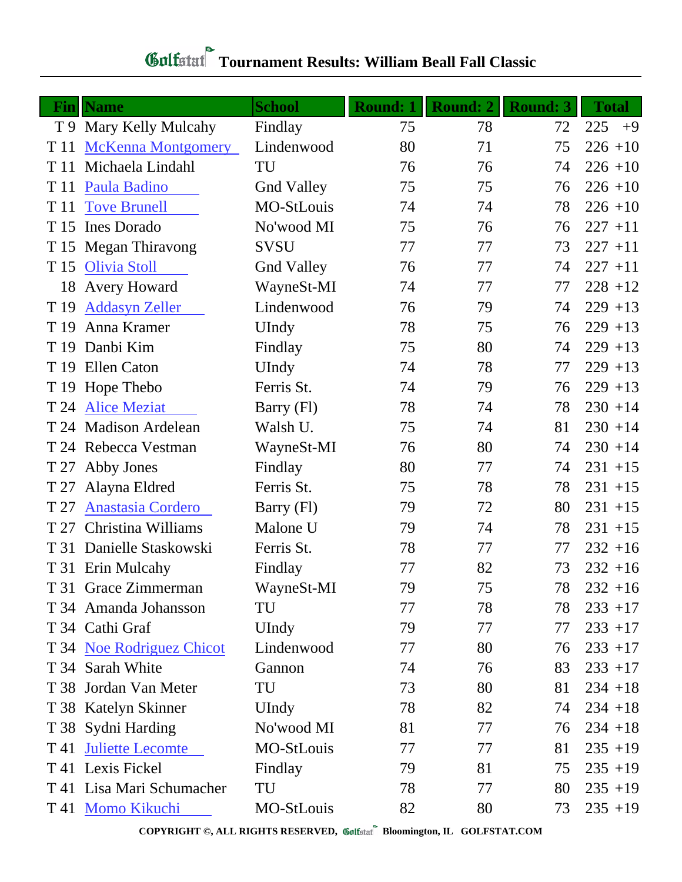# Golfstat Tournament Results: William Beall Fall Classic

| Fin | Name | School | Round: 1 | Round: 2 | Round: 3 | Total | |
|---|---|---|---|---|---|---|---|
| T 9 | Mary Kelly Mulcahy | Findlay | 75 | 78 | 72 | 225 | +9 |
| T 11 | McKenna Montgomery | Lindenwood | 80 | 71 | 75 | 226 | +10 |
| T 11 | Michaela Lindahl | TU | 76 | 76 | 74 | 226 | +10 |
| T 11 | Paula Badino | Gnd Valley | 75 | 75 | 76 | 226 | +10 |
| T 11 | Tove Brunell | MO-StLouis | 74 | 74 | 78 | 226 | +10 |
| T 15 | Ines Dorado | No'wood MI | 75 | 76 | 76 | 227 | +11 |
| T 15 | Megan Thiravong | SVSU | 77 | 77 | 73 | 227 | +11 |
| T 15 | Olivia Stoll | Gnd Valley | 76 | 77 | 74 | 227 | +11 |
| 18 | Avery Howard | WayneSt-MI | 74 | 77 | 77 | 228 | +12 |
| T 19 | Addasyn Zeller | Lindenwood | 76 | 79 | 74 | 229 | +13 |
| T 19 | Anna Kramer | UIndy | 78 | 75 | 76 | 229 | +13 |
| T 19 | Danbi Kim | Findlay | 75 | 80 | 74 | 229 | +13 |
| T 19 | Ellen Caton | UIndy | 74 | 78 | 77 | 229 | +13 |
| T 19 | Hope Thebo | Ferris St. | 74 | 79 | 76 | 229 | +13 |
| T 24 | Alice Meziat | Barry (Fl) | 78 | 74 | 78 | 230 | +14 |
| T 24 | Madison Ardelean | Walsh U. | 75 | 74 | 81 | 230 | +14 |
| T 24 | Rebecca Vestman | WayneSt-MI | 76 | 80 | 74 | 230 | +14 |
| T 27 | Abby Jones | Findlay | 80 | 77 | 74 | 231 | +15 |
| T 27 | Alayna Eldred | Ferris St. | 75 | 78 | 78 | 231 | +15 |
| T 27 | Anastasia Cordero | Barry (Fl) | 79 | 72 | 80 | 231 | +15 |
| T 27 | Christina Williams | Malone U | 79 | 74 | 78 | 231 | +15 |
| T 31 | Danielle Staskowski | Ferris St. | 78 | 77 | 77 | 232 | +16 |
| T 31 | Erin Mulcahy | Findlay | 77 | 82 | 73 | 232 | +16 |
| T 31 | Grace Zimmerman | WayneSt-MI | 79 | 75 | 78 | 232 | +16 |
| T 34 | Amanda Johansson | TU | 77 | 78 | 78 | 233 | +17 |
| T 34 | Cathi Graf | UIndy | 79 | 77 | 77 | 233 | +17 |
| T 34 | Noe Rodriguez Chicot | Lindenwood | 77 | 80 | 76 | 233 | +17 |
| T 34 | Sarah White | Gannon | 74 | 76 | 83 | 233 | +17 |
| T 38 | Jordan Van Meter | TU | 73 | 80 | 81 | 234 | +18 |
| T 38 | Katelyn Skinner | UIndy | 78 | 82 | 74 | 234 | +18 |
| T 38 | Sydni Harding | No'wood MI | 81 | 77 | 76 | 234 | +18 |
| T 41 | Juliette Lecomte | MO-StLouis | 77 | 77 | 81 | 235 | +19 |
| T 41 | Lexis Fickel | Findlay | 79 | 81 | 75 | 235 | +19 |
| T 41 | Lisa Mari Schumacher | TU | 78 | 77 | 80 | 235 | +19 |
| T 41 | Momo Kikuchi | MO-StLouis | 82 | 80 | 73 | 235 | +19 |

COPYRIGHT ©, ALL RIGHTS RESERVED, Golfstat Bloomington, IL GOLFSTAT.COM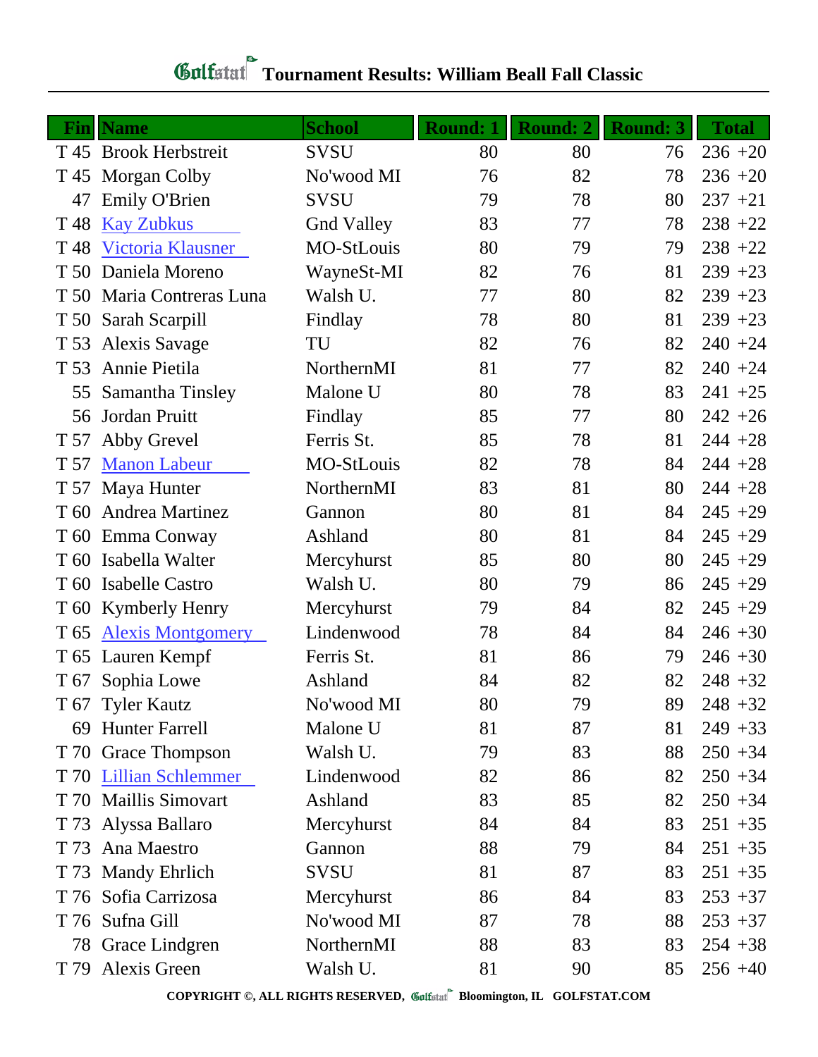# Tournament Results: William Beall Fall Classic

| Fin | Name | School | Round: 1 | Round: 2 | Round: 3 | Total |
|---|---|---|---|---|---|---|
| T 45 | Brook Herbstreit | SVSU | 80 | 80 | 76 | 236 +20 |
| T 45 | Morgan Colby | No'wood MI | 76 | 82 | 78 | 236 +20 |
| 47 | Emily O'Brien | SVSU | 79 | 78 | 80 | 237 +21 |
| T 48 | Kay Zubkus | Gnd Valley | 83 | 77 | 78 | 238 +22 |
| T 48 | Victoria Klausner | MO-StLouis | 80 | 79 | 79 | 238 +22 |
| T 50 | Daniela Moreno | WayneSt-MI | 82 | 76 | 81 | 239 +23 |
| T 50 | Maria Contreras Luna | Walsh U. | 77 | 80 | 82 | 239 +23 |
| T 50 | Sarah Scarpill | Findlay | 78 | 80 | 81 | 239 +23 |
| T 53 | Alexis Savage | TU | 82 | 76 | 82 | 240 +24 |
| T 53 | Annie Pietila | NorthernMI | 81 | 77 | 82 | 240 +24 |
| 55 | Samantha Tinsley | Malone U | 80 | 78 | 83 | 241 +25 |
| 56 | Jordan Pruitt | Findlay | 85 | 77 | 80 | 242 +26 |
| T 57 | Abby Grevel | Ferris St. | 85 | 78 | 81 | 244 +28 |
| T 57 | Manon Labeur | MO-StLouis | 82 | 78 | 84 | 244 +28 |
| T 57 | Maya Hunter | NorthernMI | 83 | 81 | 80 | 244 +28 |
| T 60 | Andrea Martinez | Gannon | 80 | 81 | 84 | 245 +29 |
| T 60 | Emma Conway | Ashland | 80 | 81 | 84 | 245 +29 |
| T 60 | Isabella Walter | Mercyhurst | 85 | 80 | 80 | 245 +29 |
| T 60 | Isabelle Castro | Walsh U. | 80 | 79 | 86 | 245 +29 |
| T 60 | Kymberly Henry | Mercyhurst | 79 | 84 | 82 | 245 +29 |
| T 65 | Alexis Montgomery | Lindenwood | 78 | 84 | 84 | 246 +30 |
| T 65 | Lauren Kempf | Ferris St. | 81 | 86 | 79 | 246 +30 |
| T 67 | Sophia Lowe | Ashland | 84 | 82 | 82 | 248 +32 |
| T 67 | Tyler Kautz | No'wood MI | 80 | 79 | 89 | 248 +32 |
| 69 | Hunter Farrell | Malone U | 81 | 87 | 81 | 249 +33 |
| T 70 | Grace Thompson | Walsh U. | 79 | 83 | 88 | 250 +34 |
| T 70 | Lillian Schlemmer | Lindenwood | 82 | 86 | 82 | 250 +34 |
| T 70 | Maillis Simovart | Ashland | 83 | 85 | 82 | 250 +34 |
| T 73 | Alyssa Ballaro | Mercyhurst | 84 | 84 | 83 | 251 +35 |
| T 73 | Ana Maestro | Gannon | 88 | 79 | 84 | 251 +35 |
| T 73 | Mandy Ehrlich | SVSU | 81 | 87 | 83 | 251 +35 |
| T 76 | Sofia Carrizosa | Mercyhurst | 86 | 84 | 83 | 253 +37 |
| T 76 | Sufna Gill | No'wood MI | 87 | 78 | 88 | 253 +37 |
| 78 | Grace Lindgren | NorthernMI | 88 | 83 | 83 | 254 +38 |
| T 79 | Alexis Green | Walsh U. | 81 | 90 | 85 | 256 +40 |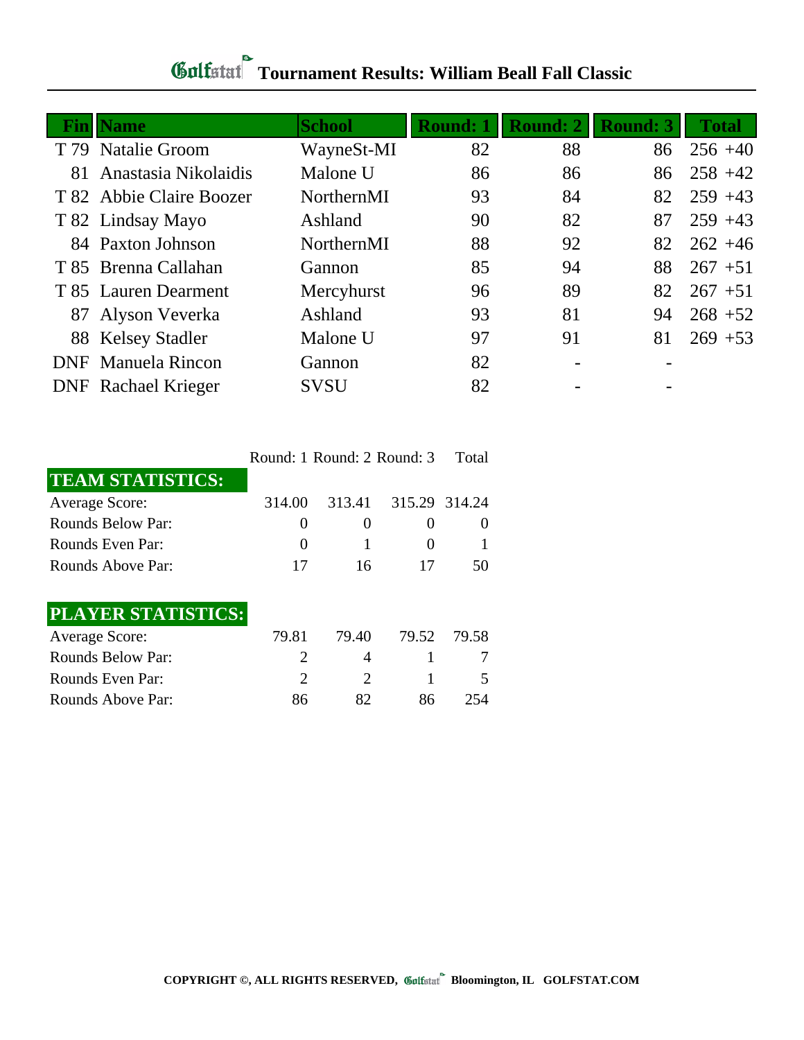# Golfstat Tournament Results: William Beall Fall Classic

| Fin | Name | School | Round: 1 | Round: 2 | Round: 3 | Total |
|---|---|---|---|---|---|---|
| T 79 | Natalie Groom | WayneSt-MI | 82 | 88 | 86 | 256 +40 |
| 81 | Anastasia Nikolaidis | Malone U | 86 | 86 | 86 | 258 +42 |
| T 82 | Abbie Claire Boozer | NorthernMI | 93 | 84 | 82 | 259 +43 |
| T 82 | Lindsay Mayo | Ashland | 90 | 82 | 87 | 259 +43 |
| 84 | Paxton Johnson | NorthernMI | 88 | 92 | 82 | 262 +46 |
| T 85 | Brenna Callahan | Gannon | 85 | 94 | 88 | 267 +51 |
| T 85 | Lauren Dearment | Mercyhurst | 96 | 89 | 82 | 267 +51 |
| 87 | Alyson Veverka | Ashland | 93 | 81 | 94 | 268 +52 |
| 88 | Kelsey Stadler | Malone U | 97 | 91 | 81 | 269 +53 |
| DNF | Manuela Rincon | Gannon | 82 | - | - | |
| DNF | Rachael Krieger | SVSU | 82 | - | - | |

| TEAM STATISTICS: | Round: 1 | Round: 2 | Round: 3 | Total |
|---|---|---|---|---|
| Average Score: | 314.00 | 313.41 | 315.29 | 314.24 |
| Rounds Below Par: | 0 | 0 | 0 | 0 |
| Rounds Even Par: | 0 | 1 | 0 | 1 |
| Rounds Above Par: | 17 | 16 | 17 | 50 |

| PLAYER STATISTICS: | Round: 1 | Round: 2 | Round: 3 | Total |
|---|---|---|---|---|
| Average Score: | 79.81 | 79.40 | 79.52 | 79.58 |
| Rounds Below Par: | 2 | 4 | 1 | 7 |
| Rounds Even Par: | 2 | 2 | 1 | 5 |
| Rounds Above Par: | 86 | 82 | 86 | 254 |

COPYRIGHT ©, ALL RIGHTS RESERVED, Golfstat Bloomington, IL GOLFSTAT.COM